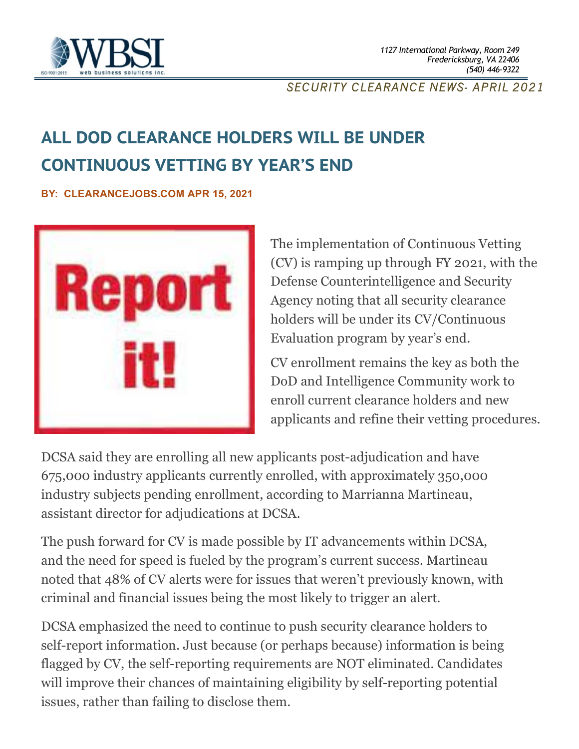1127 International Parkway, Room 249
Fredericksburg, VA 22406
(540) 446-9322

*SECURITY CLEARANCE NEWS- APRIL 2021*

# ALL DOD CLEARANCE HOLDERS WILL BE UNDER CONTINUOUS VETTING BY YEAR'S END

**BY: CLEARANCEJOBS.COM APR 15, 2021**

The implementation of Continuous Vetting (CV) is ramping up through FY 2021, with the Defense Counterintelligence and Security Agency noting that all security clearance holders will be under its CV/Continuous Evaluation program by year's end.

CV enrollment remains the key as both the DoD and Intelligence Community work to enroll current clearance holders and new applicants and refine their vetting procedures.

DCSA said they are enrolling all new applicants post-adjudication and have 675,000 industry applicants currently enrolled, with approximately 350,000 industry subjects pending enrollment, according to Marrianna Martineau, assistant director for adjudications at DCSA.

The push forward for CV is made possible by IT advancements within DCSA, and the need for speed is fueled by the program's current success. Martineau noted that 48% of CV alerts were for issues that weren't previously known, with criminal and financial issues being the most likely to trigger an alert.

DCSA emphasized the need to continue to push security clearance holders to self-report information. Just because (or perhaps because) information is being flagged by CV, the self-reporting requirements are NOT eliminated. Candidates will improve their chances of maintaining eligibility by self-reporting potential issues, rather than failing to disclose them.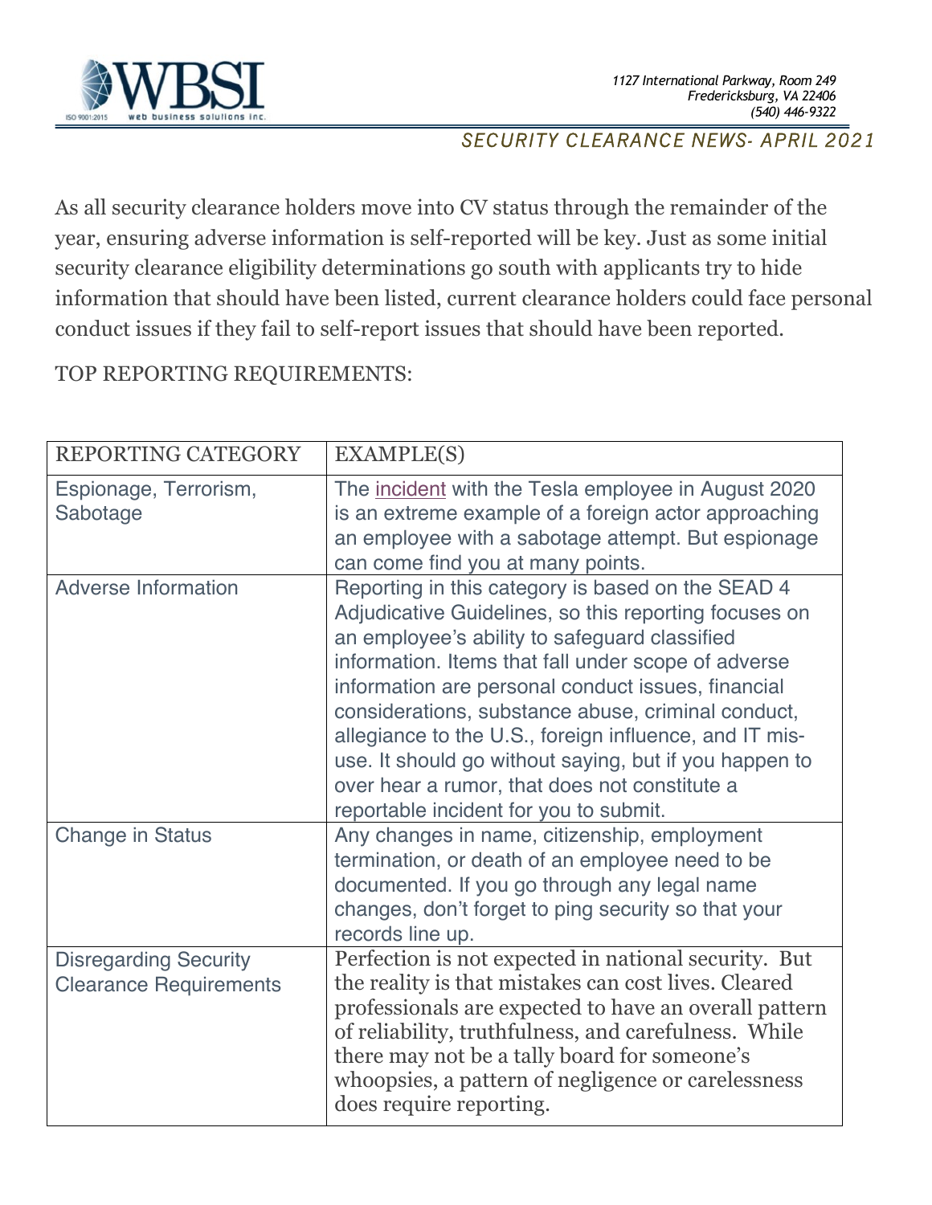As all security clearance holders move into CV status through the remainder of the year, ensuring adverse information is self-reported will be key. Just as some initial security clearance eligibility determinations go south with applicants try to hide information that should have been listed, current clearance holders could face personal conduct issues if they fail to self-report issues that should have been reported.

TOP REPORTING REQUIREMENTS:

| REPORTING CATEGORY | EXAMPLE(S) |
| --- | --- |
| Espionage, Terrorism, Sabotage | The incident with the Tesla employee in August 2020 is an extreme example of a foreign actor approaching an employee with a sabotage attempt. But espionage can come find you at many points. |
| Adverse Information | Reporting in this category is based on the SEAD 4 Adjudicative Guidelines, so this reporting focuses on an employee's ability to safeguard classified information. Items that fall under scope of adverse information are personal conduct issues, financial considerations, substance abuse, criminal conduct, allegiance to the U.S., foreign influence, and IT mis-use. It should go without saying, but if you happen to over hear a rumor, that does not constitute a reportable incident for you to submit. |
| Change in Status | Any changes in name, citizenship, employment termination, or death of an employee need to be documented. If you go through any legal name changes, don't forget to ping security so that your records line up. |
| Disregarding Security Clearance Requirements | Perfection is not expected in national security. But the reality is that mistakes can cost lives. Cleared professionals are expected to have an overall pattern of reliability, truthfulness, and carefulness. While there may not be a tally board for someone's whoopsies, a pattern of negligence or carelessness does require reporting. |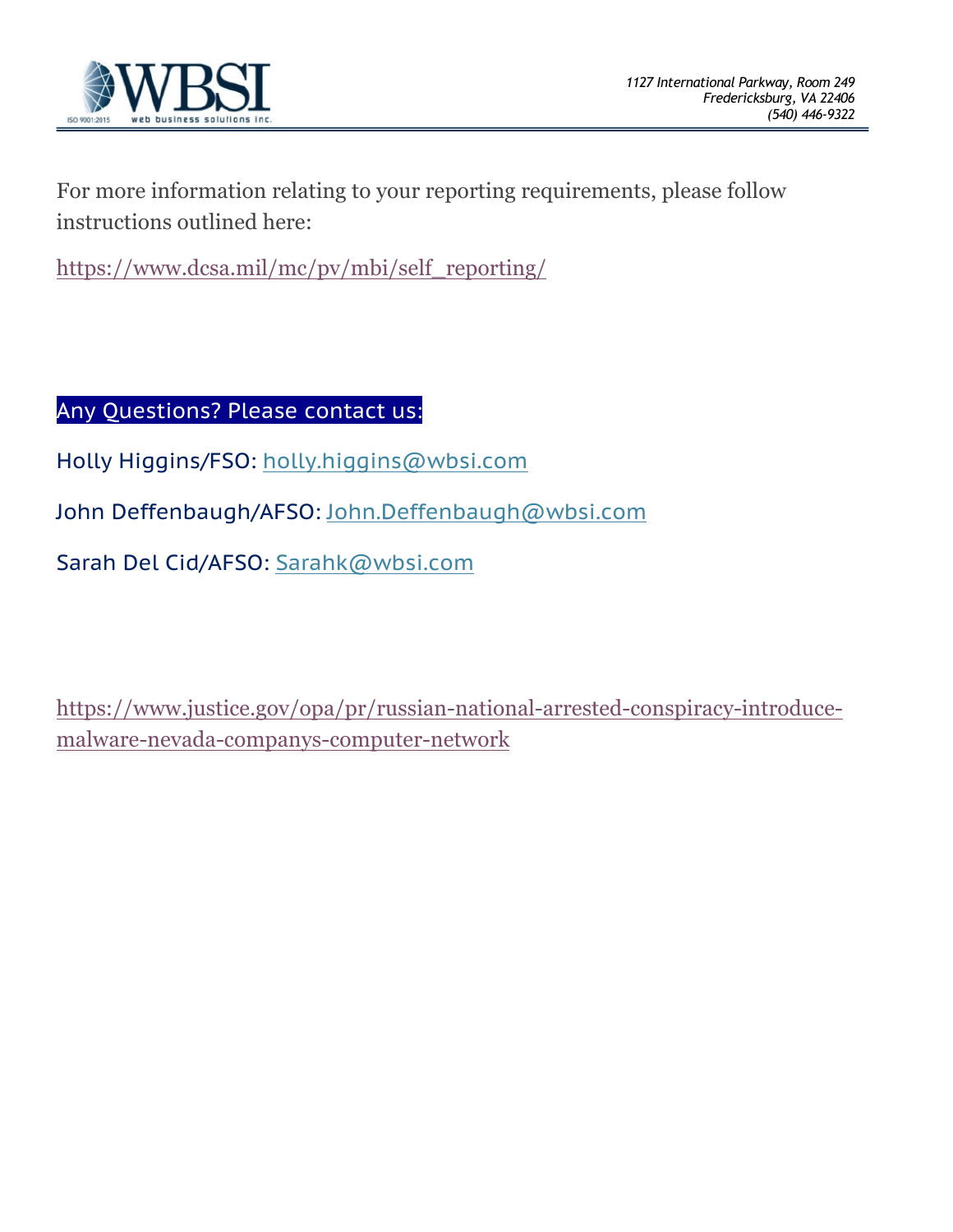For more information relating to your reporting requirements, please follow instructions outlined here:

https://www.dcsa.mil/mc/pv/mbi/self_reporting/

**Any Questions? Please contact us:**

Holly Higgins/FSO: holly.higgins@wbsi.com

John Deffenbaugh/AFSO: John.Deffenbaugh@wbsi.com

Sarah Del Cid/AFSO: Sarahk@wbsi.com

https://www.justice.gov/opa/pr/russian-national-arrested-conspiracy-introduce-malware-nevada-companys-computer-network